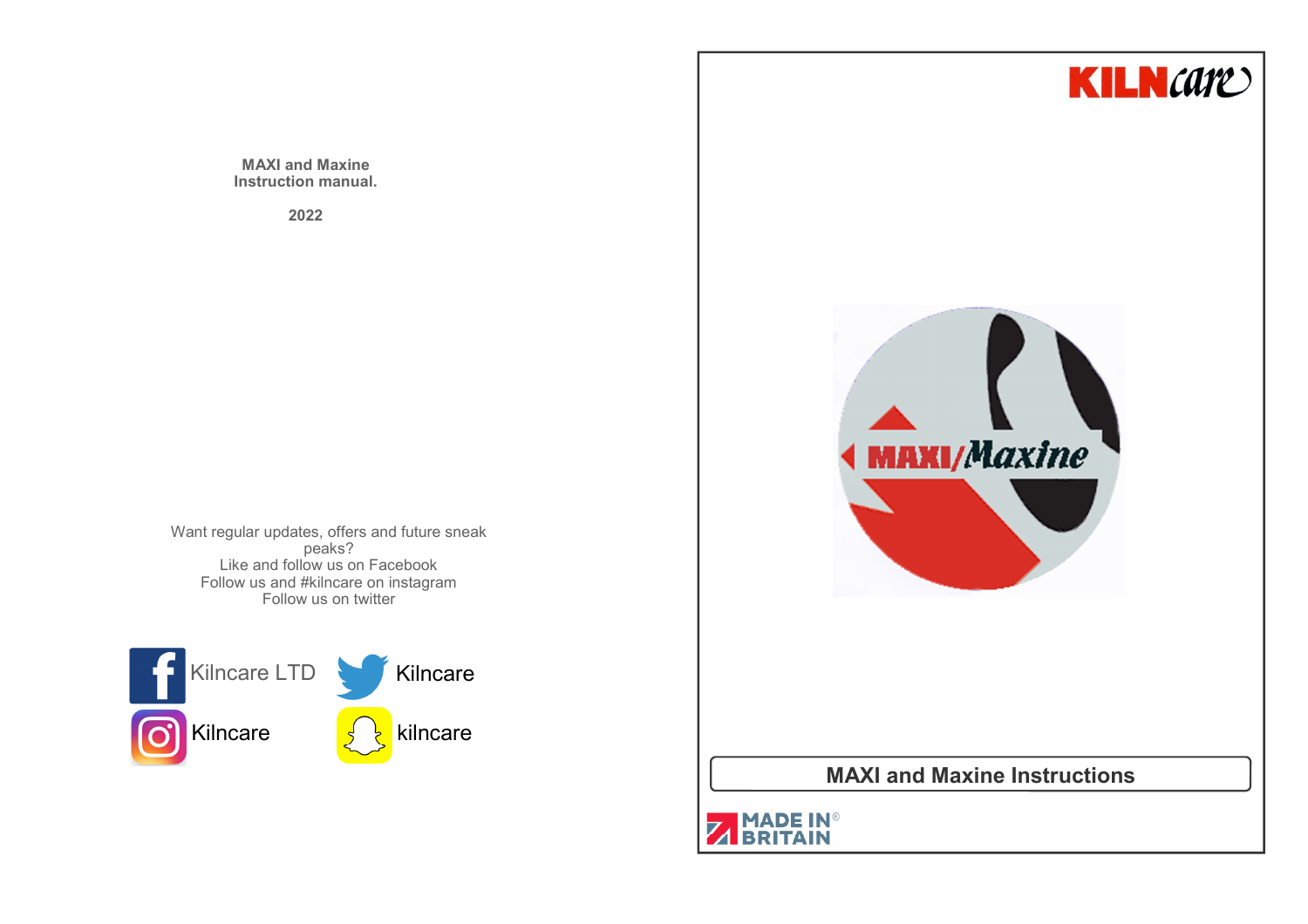MAXI and Maxine
Instruction manual.

2022

Want regular updates, offers and future sneak peaks?
Like and follow us on Facebook
Follow us and #kilncare on instagram
Follow us on twitter

Kilncare LTD

Kilncare

Kilncare

kilncare

KILNcare

MAXI/Maxine

# MAXI and Maxine Instructions

MADE IN® BRITAIN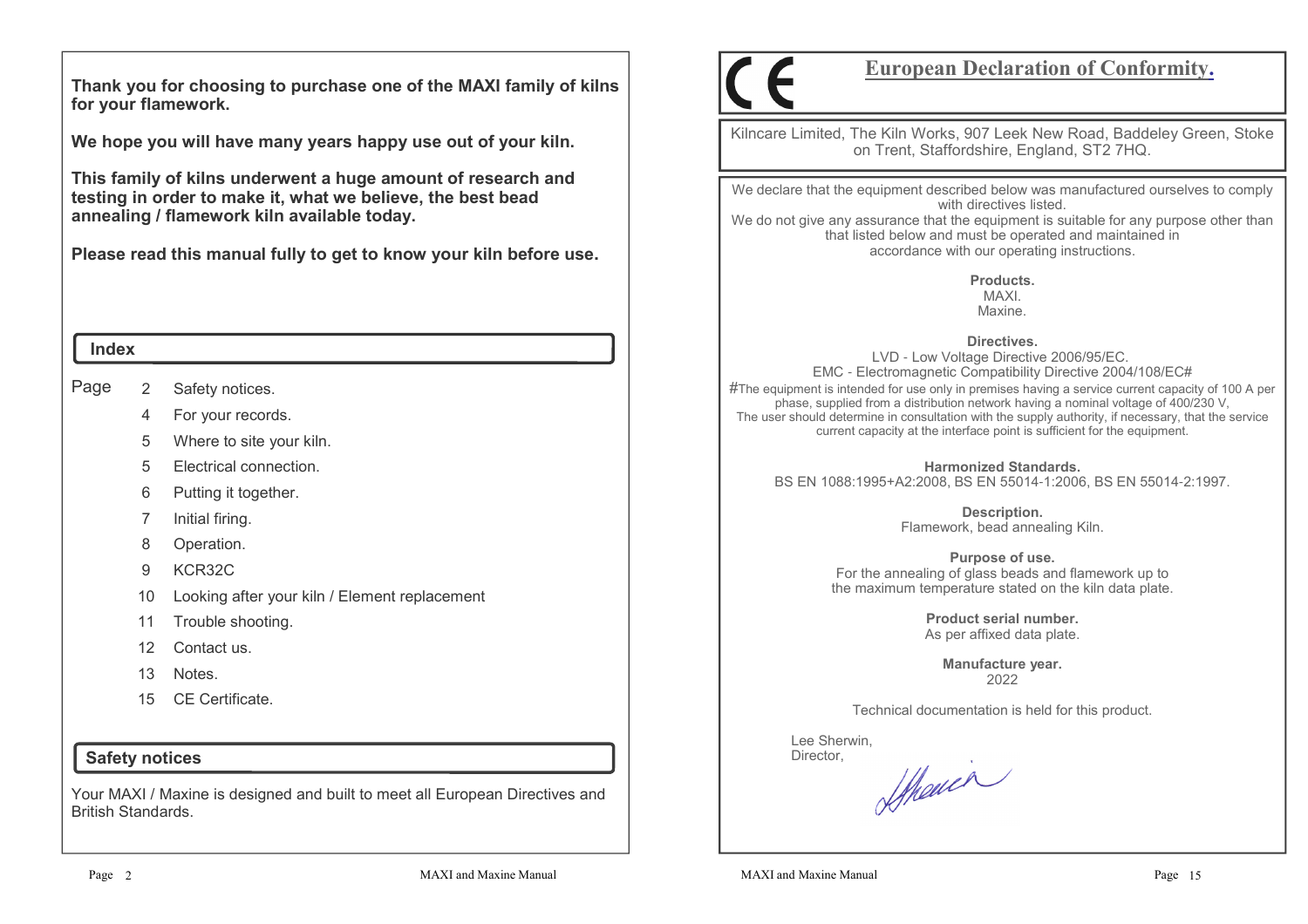**Thank you for choosing to purchase one of the MAXI family of kilns for your flamework.**

**We hope you will have many years happy use out of your kiln.**

**This family of kilns underwent a huge amount of research and testing in order to make it, what we believe, the best bead annealing / flamework kiln available today.**

**Please read this manual fully to get to know your kiln before use.**

## Index

| Page | |
|---|---|
| 2 | Safety notices. |
| 4 | For your records. |
| 5 | Where to site your kiln. |
| 5 | Electrical connection. |
| 6 | Putting it together. |
| 7 | Initial firing. |
| 8 | Operation. |
| 9 | KCR32C |
| 10 | Looking after your kiln / Element replacement |
| 11 | Trouble shooting. |
| 12 | Contact us. |
| 13 | Notes. |
| 15 | CE Certificate. |

## Safety notices

Your MAXI / Maxine is designed and built to meet all European Directives and British Standards.

# CE European Declaration of Conformity.

Kilncare Limited, The Kiln Works, 907 Leek New Road, Baddeley Green, Stoke on Trent, Staffordshire, England, ST2 7HQ.

We declare that the equipment described below was manufactured ourselves to comply with directives listed.
We do not give any assurance that the equipment is suitable for any purpose other than that listed below and must be operated and maintained in accordance with our operating instructions.

**Products.**
MAXI.
Maxine.

**Directives.**
LVD - Low Voltage Directive 2006/95/EC.
EMC - Electromagnetic Compatibility Directive 2004/108/EC#
#The equipment is intended for use only in premises having a service current capacity of 100 A per phase, supplied from a distribution network having a nominal voltage of 400/230 V,
The user should determine in consultation with the supply authority, if necessary, that the service current capacity at the interface point is sufficient for the equipment.

**Harmonized Standards.**
BS EN 1088:1995+A2:2008, BS EN 55014-1:2006, BS EN 55014-2:1997.

**Description.**
Flamework, bead annealing Kiln.

**Purpose of use.**
For the annealing of glass beads and flamework up to the maximum temperature stated on the kiln data plate.

**Product serial number.**
As per affixed data plate.

**Manufacture year.**
2022

Technical documentation is held for this product.

Lee Sherwin,
Director,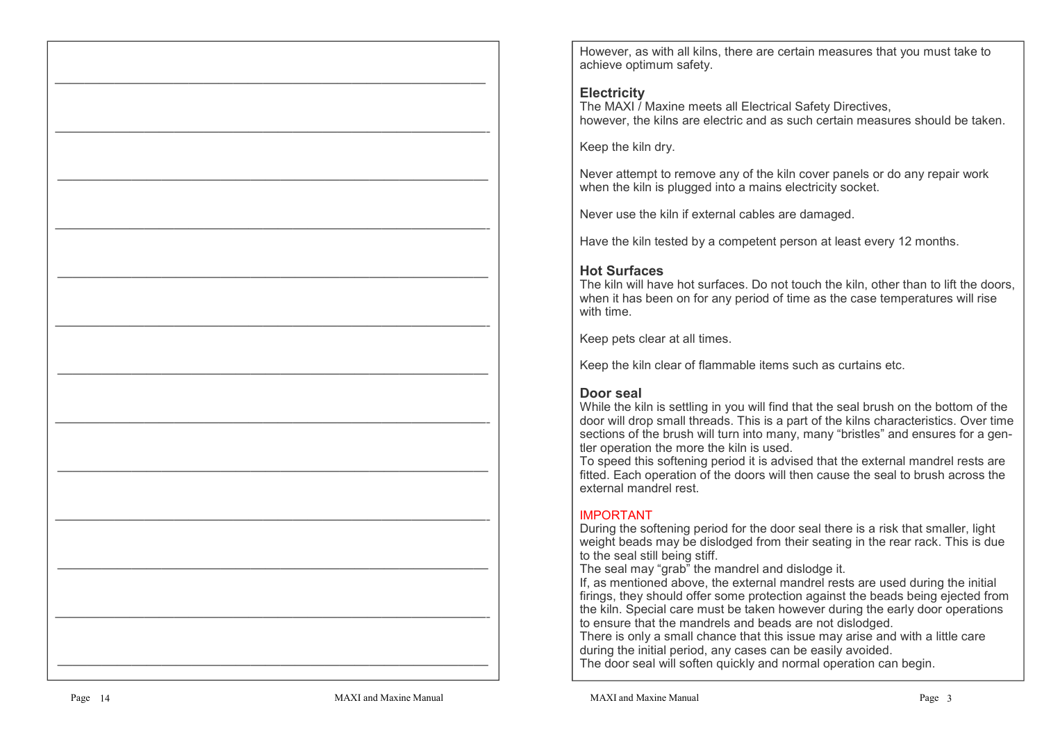However, as with all kilns, there are certain measures that you must take to achieve optimum safety.

## Electricity

The MAXI / Maxine meets all Electrical Safety Directives, however, the kilns are electric and as such certain measures should be taken.

Keep the kiln dry.

Never attempt to remove any of the kiln cover panels or do any repair work when the kiln is plugged into a mains electricity socket.

Never use the kiln if external cables are damaged.

Have the kiln tested by a competent person at least every 12 months.

## Hot Surfaces

The kiln will have hot surfaces. Do not touch the kiln, other than to lift the doors, when it has been on for any period of time as the case temperatures will rise with time.

Keep pets clear at all times.

Keep the kiln clear of flammable items such as curtains etc.

## Door seal

While the kiln is settling in you will find that the seal brush on the bottom of the door will drop small threads. This is a part of the kilns characteristics. Over time sections of the brush will turn into many, many "bristles" and ensures for a gentler operation the more the kiln is used.

To speed this softening period it is advised that the external mandrel rests are fitted. Each operation of the doors will then cause the seal to brush across the external mandrel rest.

IMPORTANT

During the softening period for the door seal there is a risk that smaller, light weight beads may be dislodged from their seating in the rear rack. This is due to the seal still being stiff.

The seal may "grab" the mandrel and dislodge it.

If, as mentioned above, the external mandrel rests are used during the initial firings, they should offer some protection against the beads being ejected from the kiln. Special care must be taken however during the early door operations to ensure that the mandrels and beads are not dislodged.

There is only a small chance that this issue may arise and with a little care during the initial period, any cases can be easily avoided.

The door seal will soften quickly and normal operation can begin.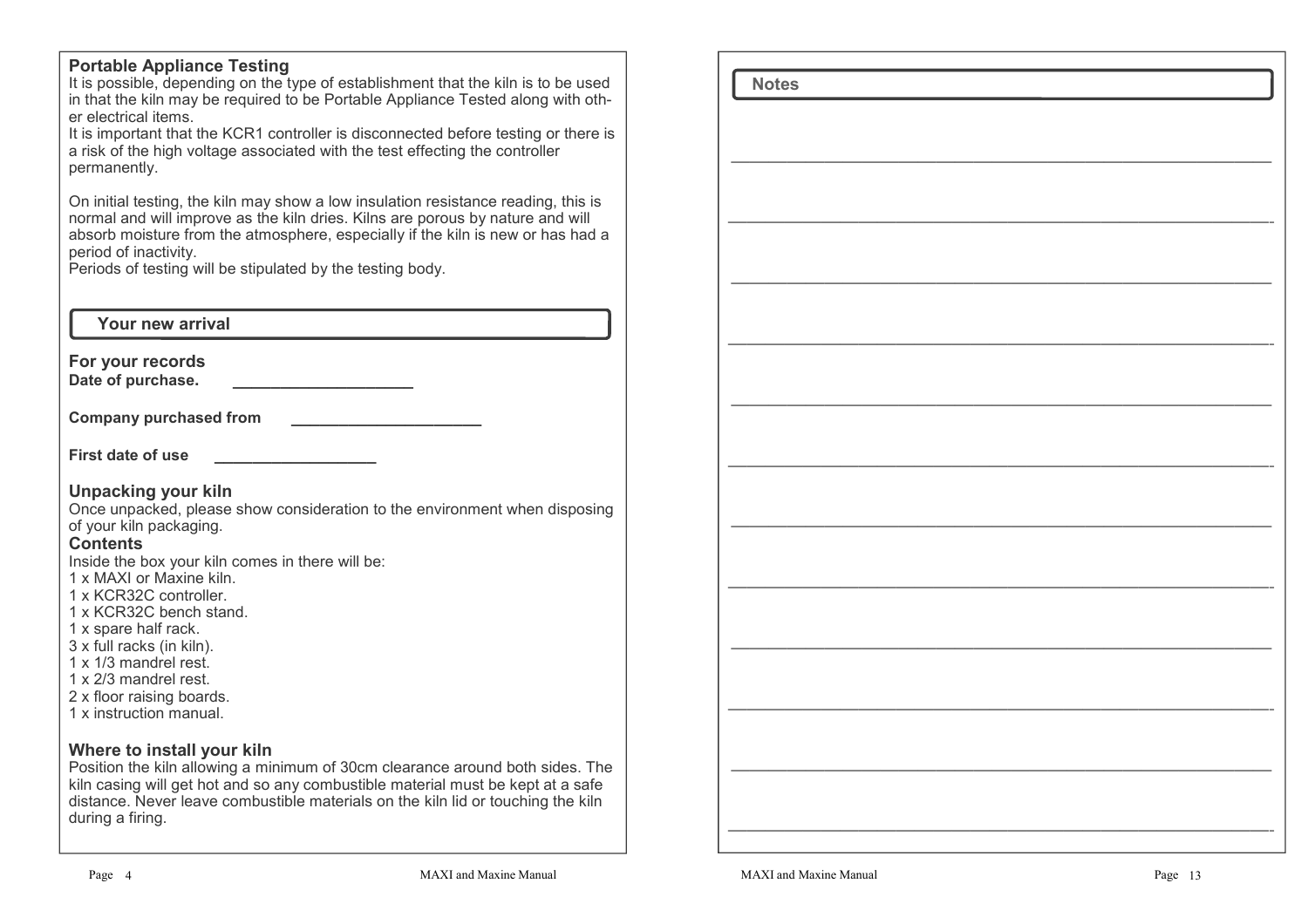## Portable Appliance Testing

It is possible, depending on the type of establishment that the kiln is to be used in that the kiln may be required to be Portable Appliance Tested along with other electrical items.
It is important that the KCR1 controller is disconnected before testing or there is a risk of the high voltage associated with the test effecting the controller permanently.

On initial testing, the kiln may show a low insulation resistance reading, this is normal and will improve as the kiln dries. Kilns are porous by nature and will absorb moisture from the atmosphere, especially if the kiln is new or has had a period of inactivity.
Periods of testing will be stipulated by the testing body.

## Your new arrival

### For your records

**Date of purchase.** ____________________

**Company purchased from** ____________________

**First date of use** __________________

### Unpacking your kiln

Once unpacked, please show consideration to the environment when disposing of your kiln packaging.

### Contents

Inside the box your kiln comes in there will be:

1 x MAXI or Maxine kiln.
1 x KCR32C controller.
1 x KCR32C bench stand.
1 x spare half rack.
3 x full racks (in kiln).
1 x 1/3 mandrel rest.
1 x 2/3 mandrel rest.
2 x floor raising boards.
1 x instruction manual.

### Where to install your kiln

Position the kiln allowing a minimum of 30cm clearance around both sides. The kiln casing will get hot and so any combustible material must be kept at a safe distance. Never leave combustible materials on the kiln lid or touching the kiln during a firing.

## Notes

____________________________________________________________

____________________________________________________________

____________________________________________________________

____________________________________________________________

____________________________________________________________

____________________________________________________________

____________________________________________________________

____________________________________________________________

____________________________________________________________

____________________________________________________________

____________________________________________________________

____________________________________________________________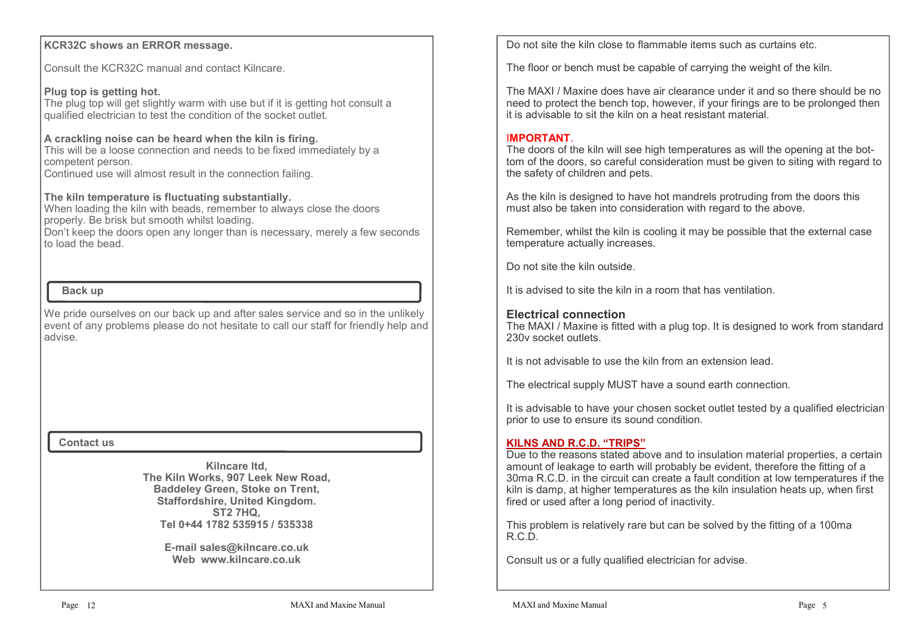### KCR32C shows an ERROR message.

Consult the KCR32C manual and contact Kilncare.

**Plug top is getting hot.**
The plug top will get slightly warm with use but if it is getting hot consult a qualified electrician to test the condition of the socket outlet.

**A crackling noise can be heard when the kiln is firing.**
This will be a loose connection and needs to be fixed immediately by a competent person.
Continued use will almost result in the connection failing.

**The kiln temperature is fluctuating substantially.**
When loading the kiln with beads, remember to always close the doors properly. Be brisk but smooth whilst loading.
Don't keep the doors open any longer than is necessary, merely a few seconds to load the bead.

## Back up

We pride ourselves on our back up and after sales service and so in the unlikely event of any problems please do not hesitate to call our staff for friendly help and advise.

## Contact us

**Kilncare ltd,**
**The Kiln Works, 907 Leek New Road,**
**Baddeley Green, Stoke on Trent,**
**Staffordshire, United Kingdom.**
**ST2 7HQ,**
**Tel 0+44 1782 535915 / 535338**

**E-mail sales@kilncare.co.uk**
**Web www.kilncare.co.uk**

Do not site the kiln close to flammable items such as curtains etc.

The floor or bench must be capable of carrying the weight of the kiln.

The MAXI / Maxine does have air clearance under it and so there should be no need to protect the bench top, however, if your firings are to be prolonged then it is advisable to sit the kiln on a heat resistant material.

**IMPORTANT**.
The doors of the kiln will see high temperatures as will the opening at the bottom of the doors, so careful consideration must be given to siting with regard to the safety of children and pets.

As the kiln is designed to have hot mandrels protruding from the doors this must also be taken into consideration with regard to the above.

Remember, whilst the kiln is cooling it may be possible that the external case temperature actually increases.

Do not site the kiln outside.

It is advised to site the kiln in a room that has ventilation.

## Electrical connection

The MAXI / Maxine is fitted with a plug top. It is designed to work from standard 230v socket outlets.

It is not advisable to use the kiln from an extension lead.

The electrical supply MUST have a sound earth connection.

It is advisable to have your chosen socket outlet tested by a qualified electrician prior to use to ensure its sound condition.

**KILNS AND R.C.D. "TRIPS"**
Due to the reasons stated above and to insulation material properties, a certain amount of leakage to earth will probably be evident, therefore the fitting of a 30ma R.C.D. in the circuit can create a fault condition at low temperatures if the kiln is damp, at higher temperatures as the kiln insulation heats up, when first fired or used after a long period of inactivity.

This problem is relatively rare but can be solved by the fitting of a 100ma R.C.D.

Consult us or a fully qualified electrician for advise.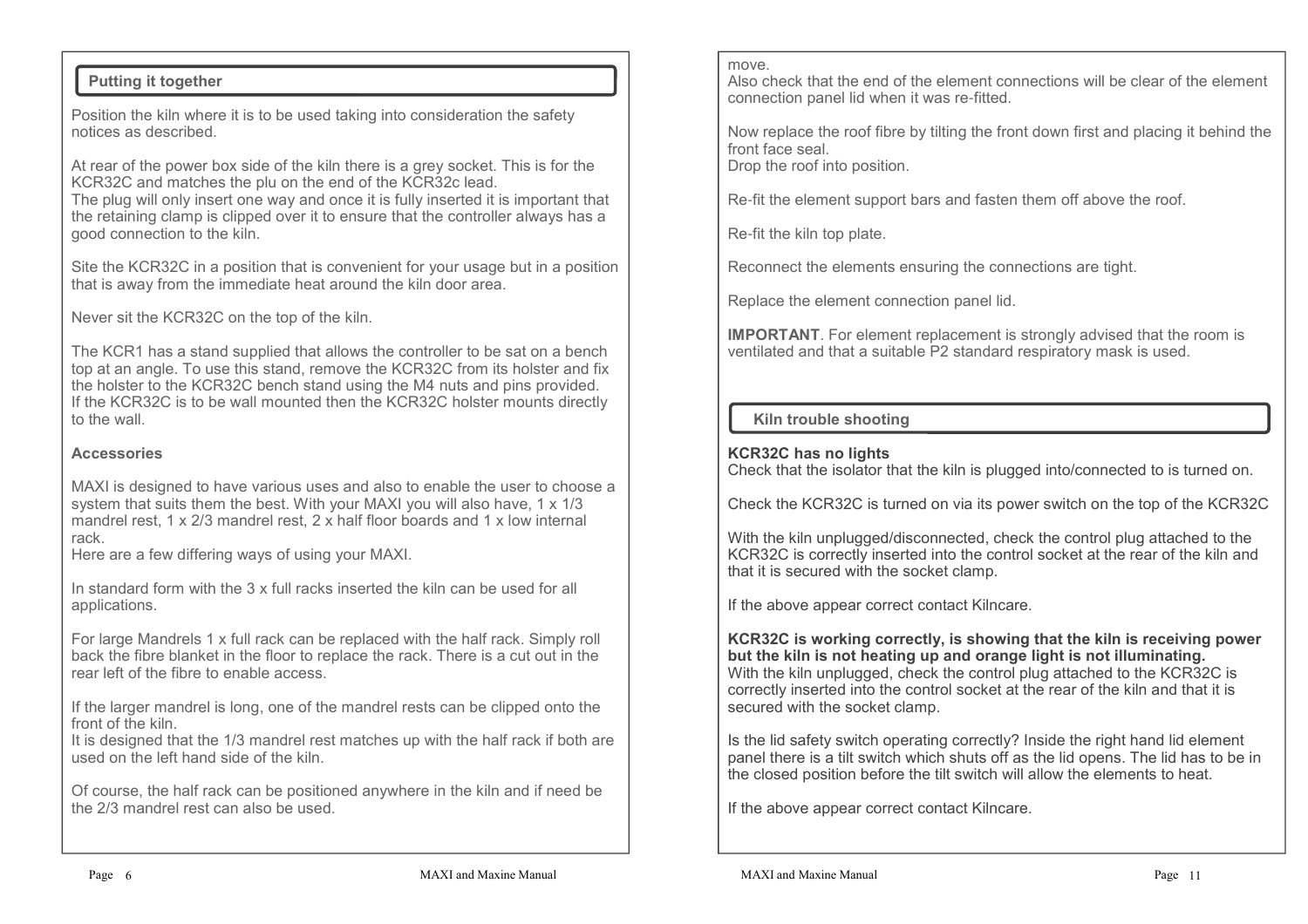## Putting it together

Position the kiln where it is to be used taking into consideration the safety notices as described.

At rear of the power box side of the kiln there is a grey socket. This is for the KCR32C and matches the plu on the end of the KCR32c lead.
The plug will only insert one way and once it is fully inserted it is important that the retaining clamp is clipped over it to ensure that the controller always has a good connection to the kiln.

Site the KCR32C in a position that is convenient for your usage but in a position that is away from the immediate heat around the kiln door area.

Never sit the KCR32C on the top of the kiln.

The KCR1 has a stand supplied that allows the controller to be sat on a bench top at an angle. To use this stand, remove the KCR32C from its holster and fix the holster to the KCR32C bench stand using the M4 nuts and pins provided.
If the KCR32C is to be wall mounted then the KCR32C holster mounts directly to the wall.

### Accessories

MAXI is designed to have various uses and also to enable the user to choose a system that suits them the best. With your MAXI you will also have, 1 x 1/3 mandrel rest, 1 x 2/3 mandrel rest, 2 x half floor boards and 1 x low internal rack.
Here are a few differing ways of using your MAXI.

In standard form with the 3 x full racks inserted the kiln can be used for all applications.

For large Mandrels 1 x full rack can be replaced with the half rack. Simply roll back the fibre blanket in the floor to replace the rack. There is a cut out in the rear left of the fibre to enable access.

If the larger mandrel is long, one of the mandrel rests can be clipped onto the front of the kiln.
It is designed that the 1/3 mandrel rest matches up with the half rack if both are used on the left hand side of the kiln.

Of course, the half rack can be positioned anywhere in the kiln and if need be the 2/3 mandrel rest can also be used.

move.
Also check that the end of the element connections will be clear of the element connection panel lid when it was re-fitted.

Now replace the roof fibre by tilting the front down first and placing it behind the front face seal.
Drop the roof into position.

Re-fit the element support bars and fasten them off above the roof.

Re-fit the kiln top plate.

Reconnect the elements ensuring the connections are tight.

Replace the element connection panel lid.

**IMPORTANT**. For element replacement is strongly advised that the room is ventilated and that a suitable P2 standard respiratory mask is used.

## Kiln trouble shooting

**KCR32C has no lights**
Check that the isolator that the kiln is plugged into/connected to is turned on.

Check the KCR32C is turned on via its power switch on the top of the KCR32C

With the kiln unplugged/disconnected, check the control plug attached to the KCR32C is correctly inserted into the control socket at the rear of the kiln and that it is secured with the socket clamp.

If the above appear correct contact Kilncare.

**KCR32C is working correctly, is showing that the kiln is receiving power but the kiln is not heating up and orange light is not illuminating.**
With the kiln unplugged, check the control plug attached to the KCR32C is correctly inserted into the control socket at the rear of the kiln and that it is secured with the socket clamp.

Is the lid safety switch operating correctly? Inside the right hand lid element panel there is a tilt switch which shuts off as the lid opens. The lid has to be in the closed position before the tilt switch will allow the elements to heat.

If the above appear correct contact Kilncare.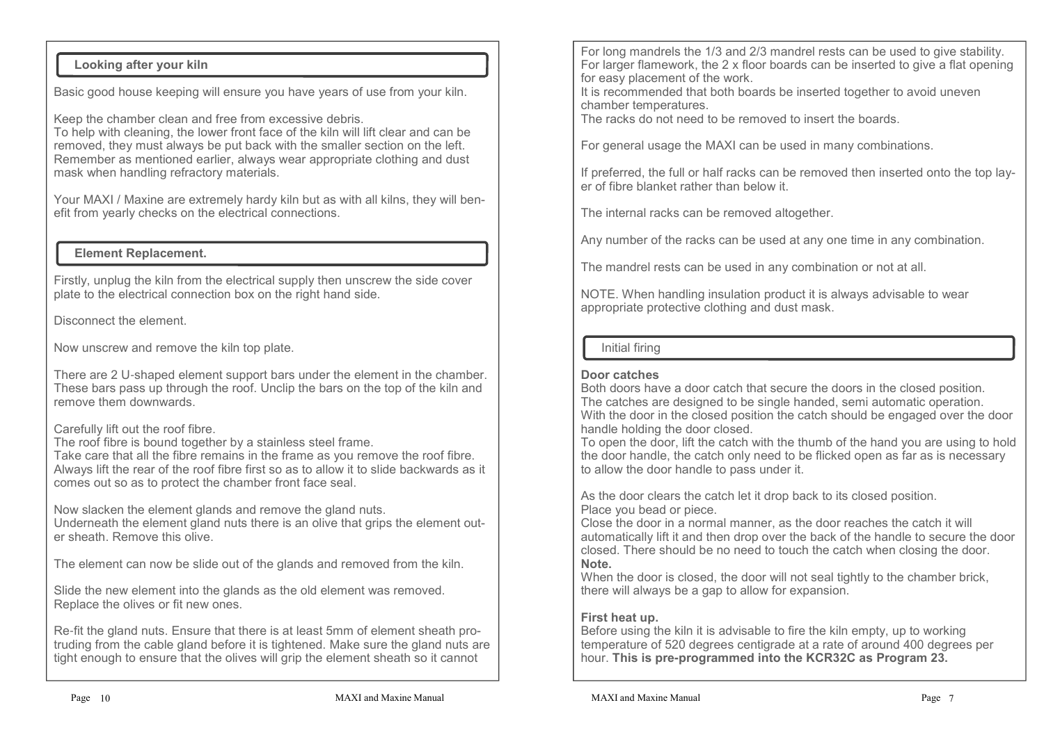## Looking after your kiln

Basic good house keeping will ensure you have years of use from your kiln.

Keep the chamber clean and free from excessive debris.
To help with cleaning, the lower front face of the kiln will lift clear and can be removed, they must always be put back with the smaller section on the left.
Remember as mentioned earlier, always wear appropriate clothing and dust mask when handling refractory materials.

Your MAXI / Maxine are extremely hardy kiln but as with all kilns, they will benefit from yearly checks on the electrical connections.

## Element Replacement.

Firstly, unplug the kiln from the electrical supply then unscrew the side cover plate to the electrical connection box on the right hand side.

Disconnect the element.

Now unscrew and remove the kiln top plate.

There are 2 U-shaped element support bars under the element in the chamber. These bars pass up through the roof. Unclip the bars on the top of the kiln and remove them downwards.

Carefully lift out the roof fibre.
The roof fibre is bound together by a stainless steel frame.
Take care that all the fibre remains in the frame as you remove the roof fibre.
Always lift the rear of the roof fibre first so as to allow it to slide backwards as it comes out so as to protect the chamber front face seal.

Now slacken the element glands and remove the gland nuts.
Underneath the element gland nuts there is an olive that grips the element outer sheath. Remove this olive.

The element can now be slide out of the glands and removed from the kiln.

Slide the new element into the glands as the old element was removed.
Replace the olives or fit new ones.

Re-fit the gland nuts. Ensure that there is at least 5mm of element sheath protruding from the cable gland before it is tightened. Make sure the gland nuts are tight enough to ensure that the olives will grip the element sheath so it cannot

For long mandrels the 1/3 and 2/3 mandrel rests can be used to give stability.
For larger flamework, the 2 x floor boards can be inserted to give a flat opening for easy placement of the work.
It is recommended that both boards be inserted together to avoid uneven chamber temperatures.
The racks do not need to be removed to insert the boards.

For general usage the MAXI can be used in many combinations.

If preferred, the full or half racks can be removed then inserted onto the top layer of fibre blanket rather than below it.

The internal racks can be removed altogether.

Any number of the racks can be used at any one time in any combination.

The mandrel rests can be used in any combination or not at all.

NOTE. When handling insulation product it is always advisable to wear appropriate protective clothing and dust mask.

## Initial firing

**Door catches**
Both doors have a door catch that secure the doors in the closed position.
The catches are designed to be single handed, semi automatic operation.
With the door in the closed position the catch should be engaged over the door handle holding the door closed.
To open the door, lift the catch with the thumb of the hand you are using to hold the door handle, the catch only need to be flicked open as far as is necessary to allow the door handle to pass under it.

As the door clears the catch let it drop back to its closed position.
Place you bead or piece.
Close the door in a normal manner, as the door reaches the catch it will automatically lift it and then drop over the back of the handle to secure the door closed. There should be no need to touch the catch when closing the door.
**Note.**
When the door is closed, the door will not seal tightly to the chamber brick, there will always be a gap to allow for expansion.

**First heat up.**
Before using the kiln it is advisable to fire the kiln empty, up to working temperature of 520 degrees centigrade at a rate of around 400 degrees per hour. **This is pre-programmed into the KCR32C as Program 23.**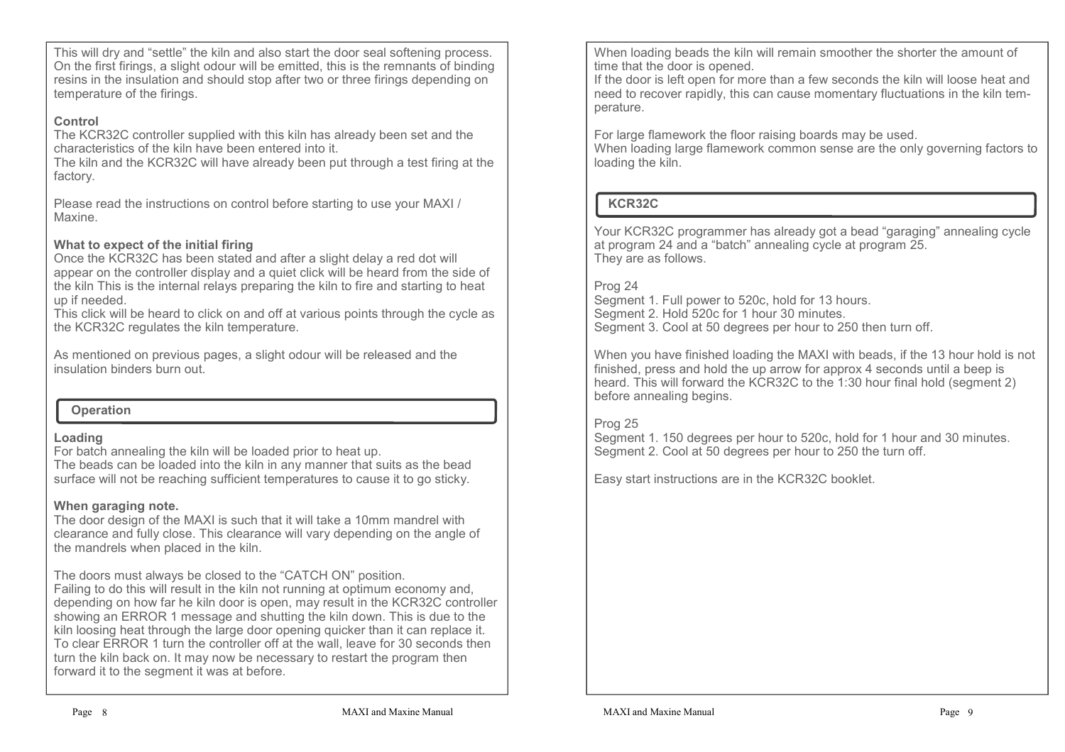This will dry and "settle" the kiln and also start the door seal softening process. On the first firings, a slight odour will be emitted, this is the remnants of binding resins in the insulation and should stop after two or three firings depending on temperature of the firings.

**Control**

The KCR32C controller supplied with this kiln has already been set and the characteristics of the kiln have been entered into it.
The kiln and the KCR32C will have already been put through a test firing at the factory.

Please read the instructions on control before starting to use your MAXI / Maxine.

**What to expect of the initial firing**

Once the KCR32C has been stated and after a slight delay a red dot will appear on the controller display and a quiet click will be heard from the side of the kiln This is the internal relays preparing the kiln to fire and starting to heat up if needed.
This click will be heard to click on and off at various points through the cycle as the KCR32C regulates the kiln temperature.

As mentioned on previous pages, a slight odour will be released and the insulation binders burn out.

## Operation

**Loading**

For batch annealing the kiln will be loaded prior to heat up.
The beads can be loaded into the kiln in any manner that suits as the bead surface will not be reaching sufficient temperatures to cause it to go sticky.

**When garaging note.**

The door design of the MAXI is such that it will take a 10mm mandrel with clearance and fully close. This clearance will vary depending on the angle of the mandrels when placed in the kiln.

The doors must always be closed to the "CATCH ON" position.
Failing to do this will result in the kiln not running at optimum economy and, depending on how far he kiln door is open, may result in the KCR32C controller showing an ERROR 1 message and shutting the kiln down. This is due to the kiln loosing heat through the large door opening quicker than it can replace it.
To clear ERROR 1 turn the controller off at the wall, leave for 30 seconds then turn the kiln back on. It may now be necessary to restart the program then forward it to the segment it was at before.

When loading beads the kiln will remain smoother the shorter the amount of time that the door is opened.
If the door is left open for more than a few seconds the kiln will loose heat and need to recover rapidly, this can cause momentary fluctuations in the kiln temperature.

For large flamework the floor raising boards may be used.
When loading large flamework common sense are the only governing factors to loading the kiln.

## KCR32C

Your KCR32C programmer has already got a bead "garaging" annealing cycle at program 24 and a "batch" annealing cycle at program 25.
They are as follows.

Prog 24
Segment 1. Full power to 520c, hold for 13 hours.
Segment 2. Hold 520c for 1 hour 30 minutes.
Segment 3. Cool at 50 degrees per hour to 250 then turn off.

When you have finished loading the MAXI with beads, if the 13 hour hold is not finished, press and hold the up arrow for approx 4 seconds until a beep is heard. This will forward the KCR32C to the 1:30 hour final hold (segment 2) before annealing begins.

Prog 25
Segment 1. 150 degrees per hour to 520c, hold for 1 hour and 30 minutes.
Segment 2. Cool at 50 degrees per hour to 250 the turn off.

Easy start instructions are in the KCR32C booklet.